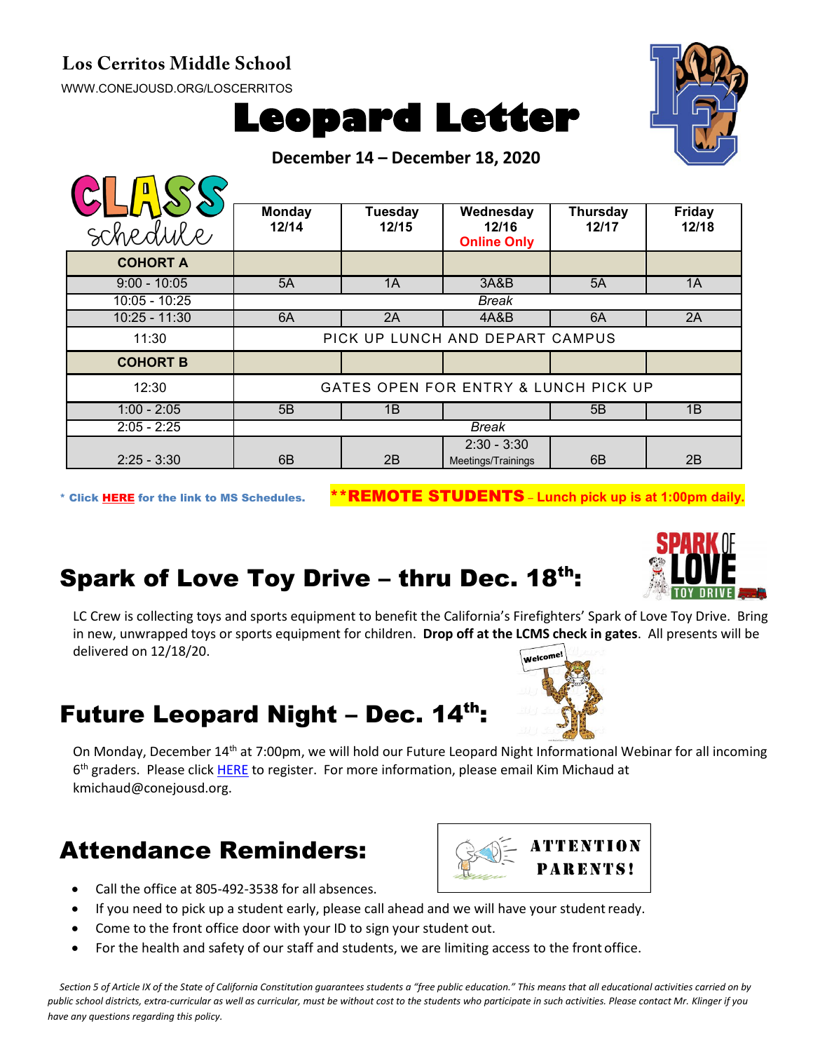**Los Cerritos Middle School**

WWW.CONEJOUSD.ORG/LOSCERRITOS

# Leopard Letter

**December 14 – December 18, 2020**

| CLASS schedule | Monday 12/14 | Tuesday 12/15 | Wednesday 12/16 Online Only | Thursday 12/17 | Friday 12/18 |
|---|---|---|---|---|---|
| **COHORT A** | | | | | |
| 9:00 - 10:05 | 5A | 1A | 3A&B | 5A | 1A |
| 10:05 - 10:25 | *Break* | | | | |
| 10:25 - 11:30 | 6A | 2A | 4A&B | 6A | 2A |
| 11:30 | PICK UP LUNCH AND DEPART CAMPUS | | | | |
| **COHORT B** | | | | | |
| 12:30 | GATES OPEN FOR ENTRY & LUNCH PICK UP | | | | |
| 1:00 - 2:05 | 5B | 1B | | 5B | 1B |
| 2:05 - 2:25 | *Break* | | | | |
| 2:25 - 3:30 | 6B | 2B | 2:30 - 3:30 Meetings/Trainings | 6B | 2B |

\* Click **HERE** for the link to MS Schedules.

****REMOTE STUDENTS – Lunch pick up is at 1:00pm daily.**

## Spark of Love Toy Drive – thru Dec. 18th:

LC Crew is collecting toys and sports equipment to benefit the California's Firefighters' Spark of Love Toy Drive. Bring in new, unwrapped toys or sports equipment for children. **Drop off at the LCMS check in gates**. All presents will be delivered on 12/18/20.

## Future Leopard Night – Dec. 14th:

On Monday, December 14th at 7:00pm, we will hold our Future Leopard Night Informational Webinar for all incoming 6th graders. Please click HERE to register. For more information, please email Kim Michaud at kmichaud@conejousd.org.

## Attendance Reminders:

ATTENTION PARENTS!

- Call the office at 805-492-3538 for all absences.
- If you need to pick up a student early, please call ahead and we will have your student ready.
- Come to the front office door with your ID to sign your student out.
- For the health and safety of our staff and students, we are limiting access to the front office.

*Section 5 of Article IX of the State of California Constitution guarantees students a "free public education." This means that all educational activities carried on by public school districts, extra-curricular as well as curricular, must be without cost to the students who participate in such activities. Please contact Mr. Klinger if you have any questions regarding this policy.*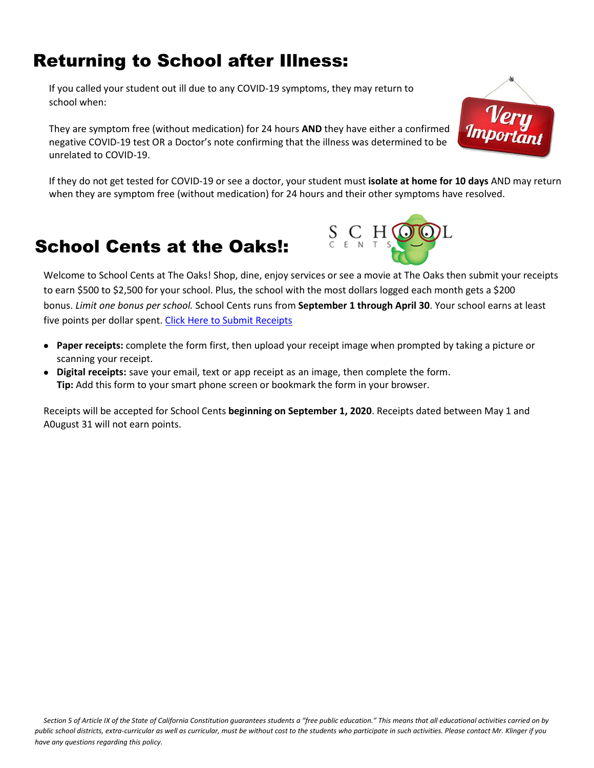# Returning to School after Illness:

If you called your student out ill due to any COVID-19 symptoms, they may return to school when:

They are symptom free (without medication) for 24 hours **AND** they have either a confirmed negative COVID-19 test OR a Doctor's note confirming that the illness was determined to be unrelated to COVID-19.

If they do not get tested for COVID-19 or see a doctor, your student must **isolate at home for 10 days** AND may return when they are symptom free (without medication) for 24 hours and their other symptoms have resolved.

# School Cents at the Oaks!:

Welcome to School Cents at The Oaks! Shop, dine, enjoy services or see a movie at The Oaks then submit your receipts to earn $500 to $2,500 for your school. Plus, the school with the most dollars logged each month gets a $200 bonus. *Limit one bonus per school.* School Cents runs from **September 1 through April 30**. Your school earns at least five points per dollar spent. Click Here to Submit Receipts

- **Paper receipts:** complete the form first, then upload your receipt image when prompted by taking a picture or scanning your receipt.
- **Digital receipts:** save your email, text or app receipt as an image, then complete the form.
  **Tip:** Add this form to your smart phone screen or bookmark the form in your browser.

Receipts will be accepted for School Cents **beginning on September 1, 2020**. Receipts dated between May 1 and A0ugust 31 will not earn points.

*Section 5 of Article IX of the State of California Constitution guarantees students a "free public education." This means that all educational activities carried on by public school districts, extra-curricular as well as curricular, must be without cost to the students who participate in such activities. Please contact Mr. Klinger if you have any questions regarding this policy.*